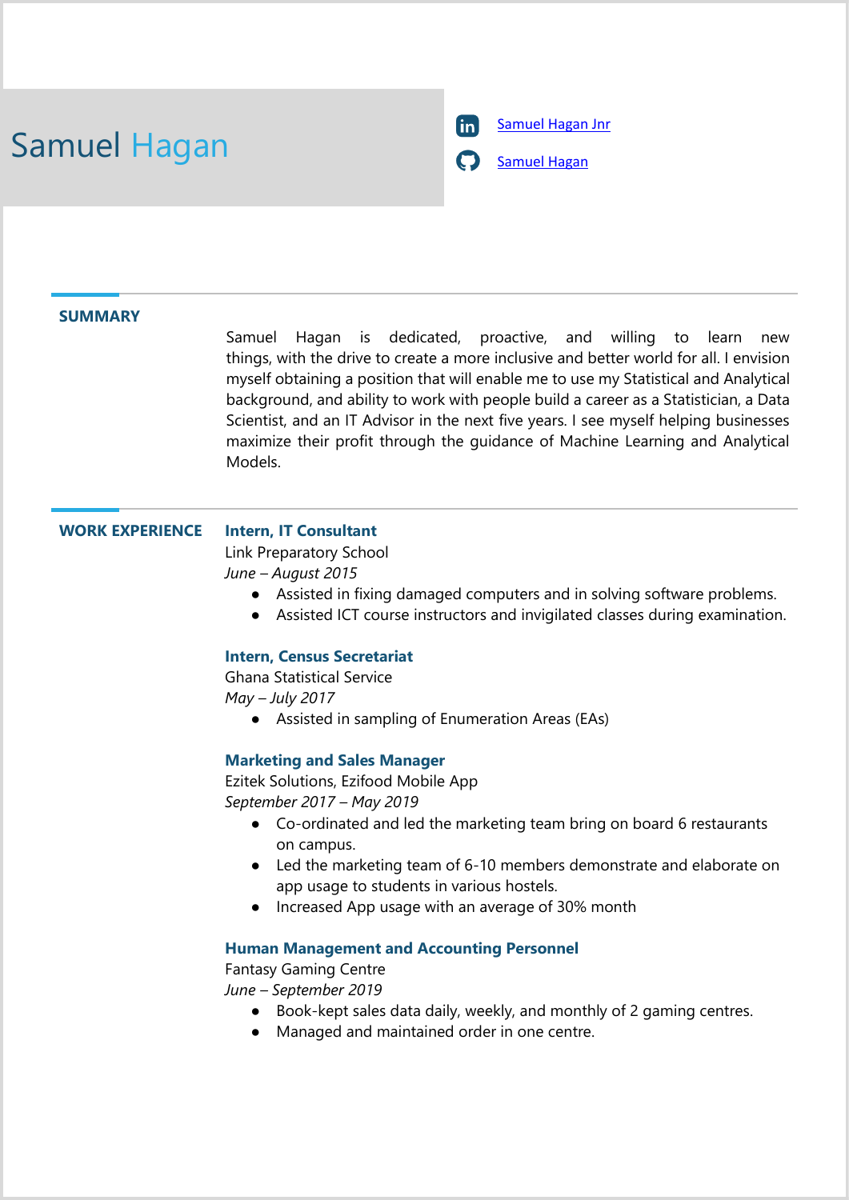# Samuel Hagan

[Samuel Hagan Jnr]

[Samuel Hagan]

## SUMMARY

Samuel Hagan is dedicated, proactive, and willing to learn new things, with the drive to create a more inclusive and better world for all. I envision myself obtaining a position that will enable me to use my Statistical and Analytical background, and ability to work with people build a career as a Statistician, a Data Scientist, and an IT Advisor in the next five years. I see myself helping businesses maximize their profit through the guidance of Machine Learning and Analytical Models.

## WORK EXPERIENCE

### Intern, IT Consultant

Link Preparatory School

*June – August 2015*

- Assisted in fixing damaged computers and in solving software problems.
- Assisted ICT course instructors and invigilated classes during examination.

### Intern, Census Secretariat

Ghana Statistical Service

*May – July 2017*

- Assisted in sampling of Enumeration Areas (EAs)

### Marketing and Sales Manager

Ezitek Solutions, Ezifood Mobile App

*September 2017 – May 2019*

- Co-ordinated and led the marketing team bring on board 6 restaurants on campus.
- Led the marketing team of 6-10 members demonstrate and elaborate on app usage to students in various hostels.
- Increased App usage with an average of 30% month

### Human Management and Accounting Personnel

Fantasy Gaming Centre

*June – September 2019*

- Book-kept sales data daily, weekly, and monthly of 2 gaming centres.
- Managed and maintained order in one centre.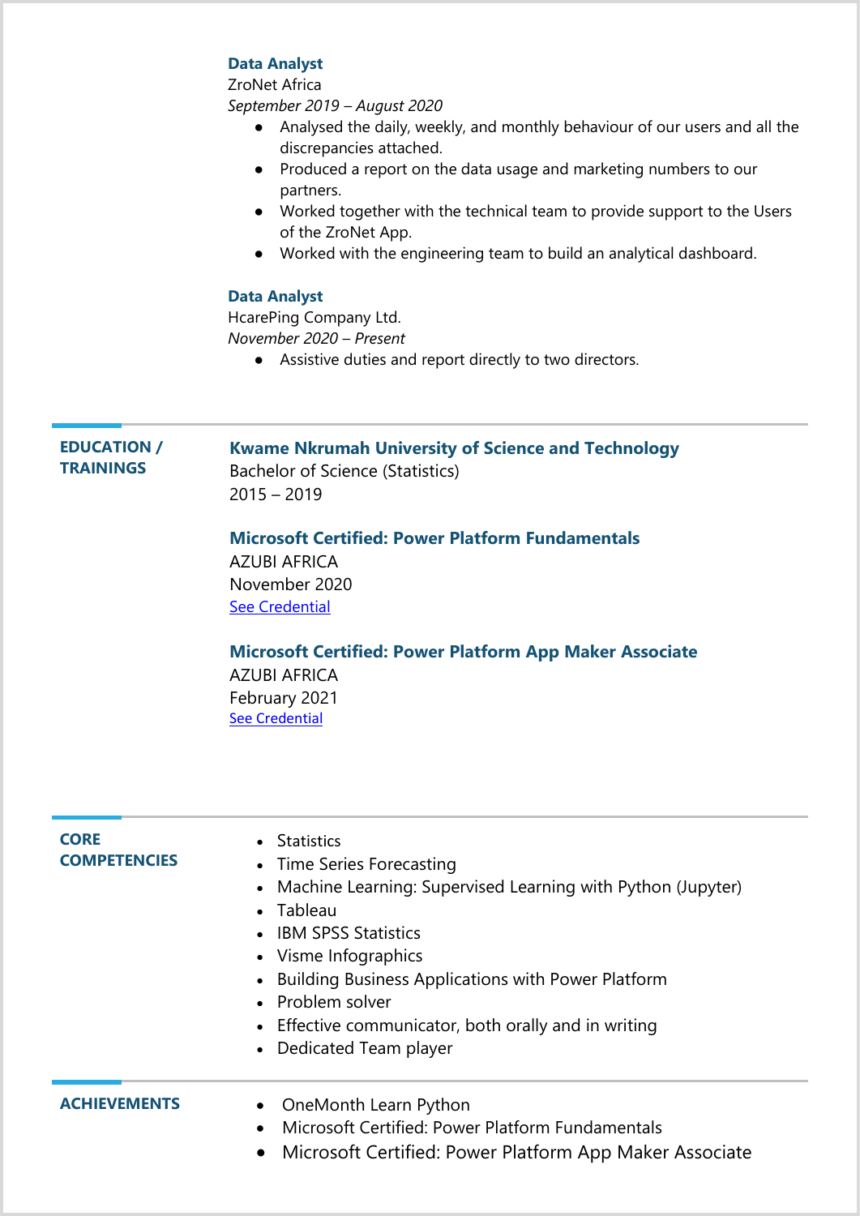### Data Analyst

ZroNet Africa

*September 2019 – August 2020*

- Analysed the daily, weekly, and monthly behaviour of our users and all the discrepancies attached.
- Produced a report on the data usage and marketing numbers to our partners.
- Worked together with the technical team to provide support to the Users of the ZroNet App.
- Worked with the engineering team to build an analytical dashboard.

### Data Analyst

HcarePing Company Ltd.

*November 2020 – Present*

- Assistive duties and report directly to two directors.

## EDUCATION / TRAININGS

### Kwame Nkrumah University of Science and Technology

Bachelor of Science (Statistics)

2015 – 2019

### Microsoft Certified: Power Platform Fundamentals

AZUBI AFRICA

November 2020

See Credential

### Microsoft Certified: Power Platform App Maker Associate

AZUBI AFRICA

February 2021

See Credential

## CORE COMPETENCIES

- Statistics
- Time Series Forecasting
- Machine Learning: Supervised Learning with Python (Jupyter)
- Tableau
- IBM SPSS Statistics
- Visme Infographics
- Building Business Applications with Power Platform
- Problem solver
- Effective communicator, both orally and in writing
- Dedicated Team player

## ACHIEVEMENTS

- OneMonth Learn Python
- Microsoft Certified: Power Platform Fundamentals
- Microsoft Certified: Power Platform App Maker Associate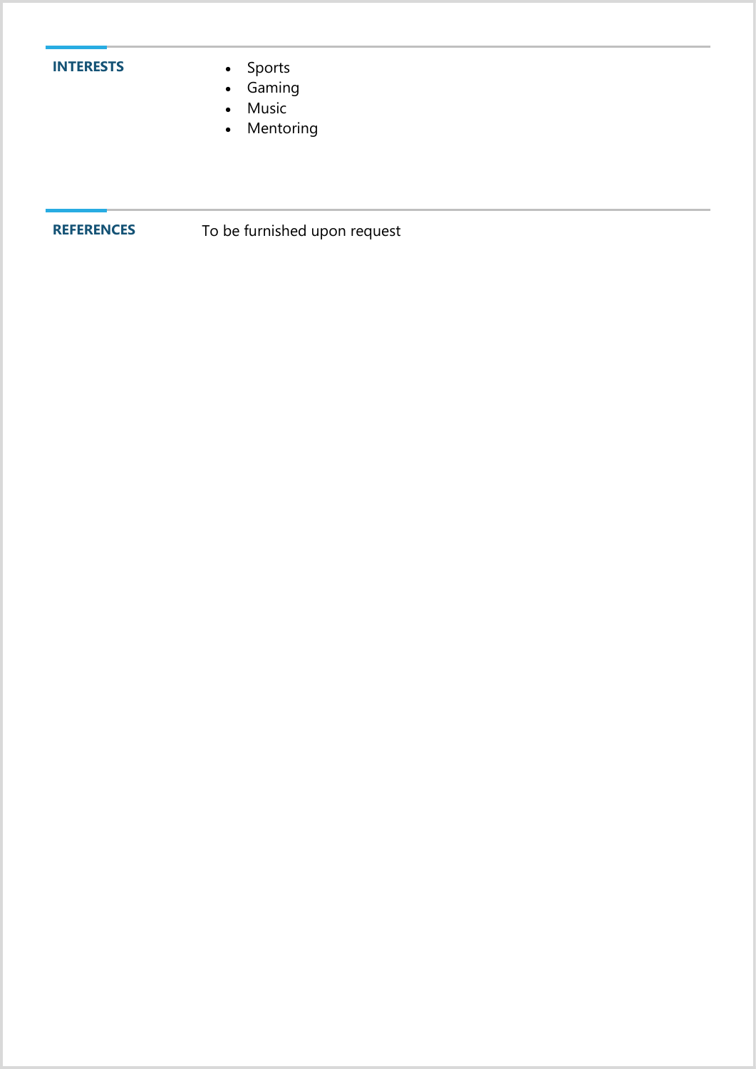## INTERESTS

- Sports
- Gaming
- Music
- Mentoring

## REFERENCES

To be furnished upon request